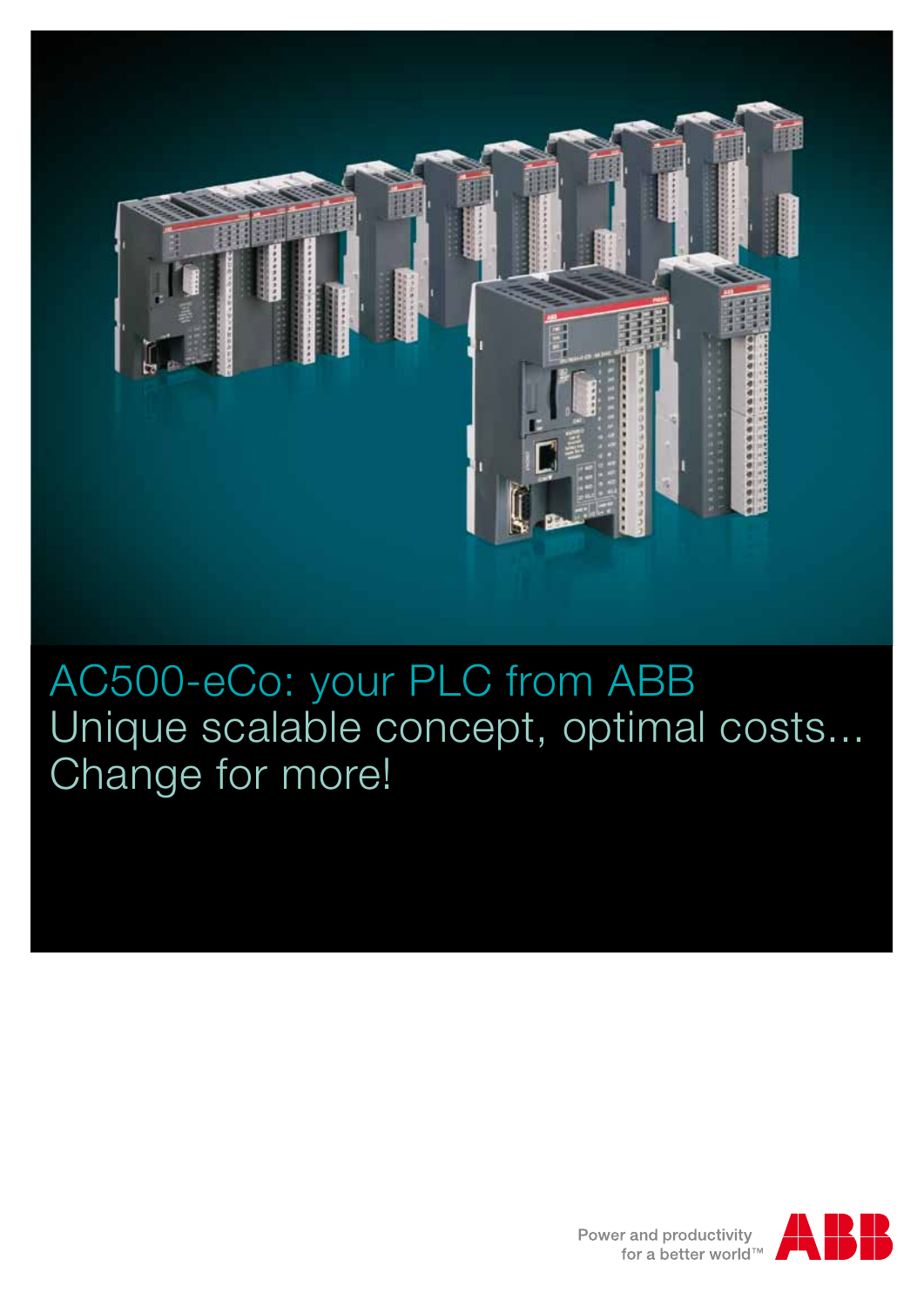# AC500-eCo: your PLC from ABB

Unique scalable concept, optimal costs...
Change for more!

Power and productivity
for a better world™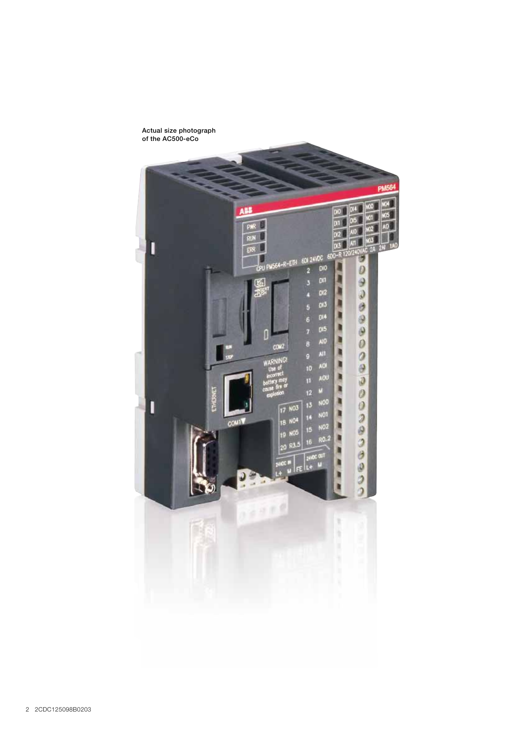Actual size photograph
of the AC500-eCo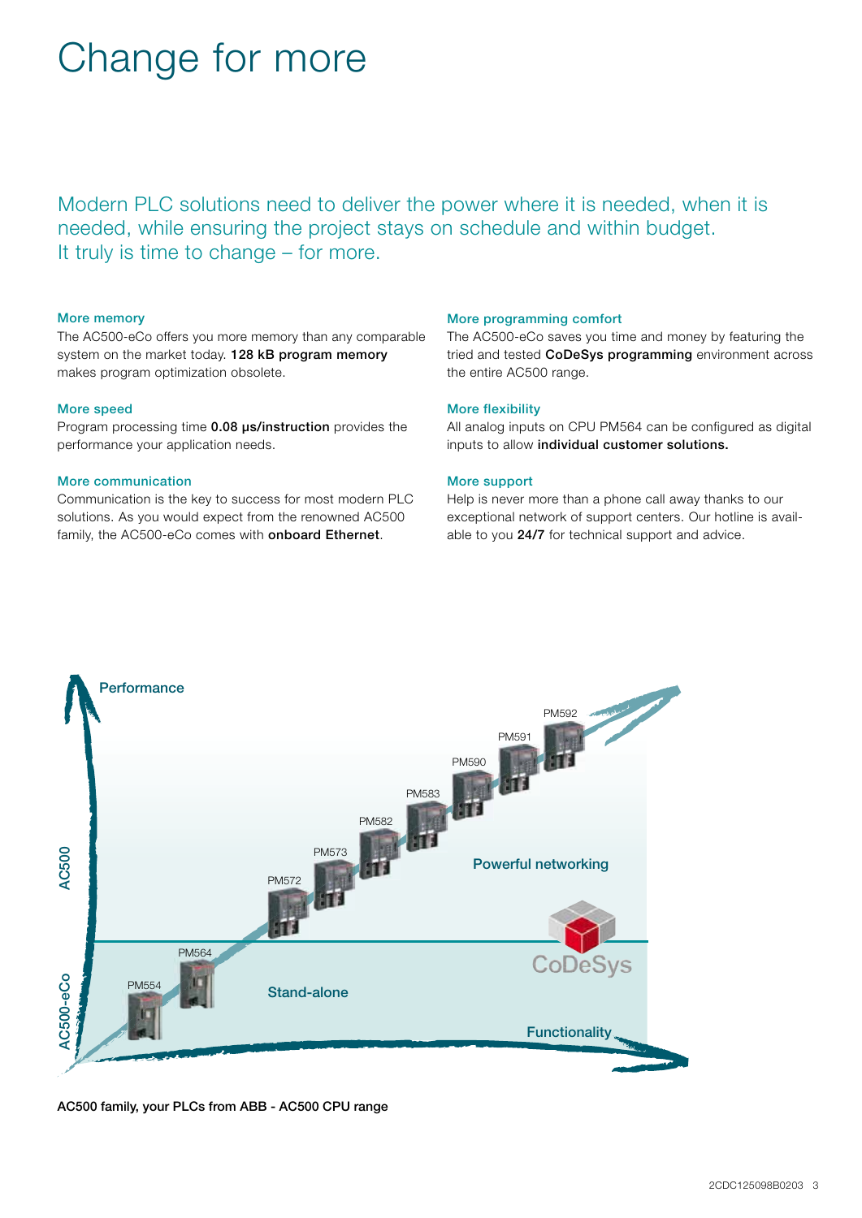# Change for more

Modern PLC solutions need to deliver the power where it is needed, when it is needed, while ensuring the project stays on schedule and within budget. It truly is time to change – for more.

### More memory

The AC500-eCo offers you more memory than any comparable system on the market today. **128 kB program memory** makes program optimization obsolete.

### More speed

Program processing time **0.08 µs/instruction** provides the performance your application needs.

### More communication

Communication is the key to success for most modern PLC solutions. As you would expect from the renowned AC500 family, the AC500-eCo comes with **onboard Ethernet**.

### More programming comfort

The AC500-eCo saves you time and money by featuring the tried and tested **CoDeSys programming** environment across the entire AC500 range.

### More flexibility

All analog inputs on CPU PM564 can be configured as digital inputs to allow **individual customer solutions.**

### More support

Help is never more than a phone call away thanks to our exceptional network of support centers. Our hotline is available to you **24/7** for technical support and advice.

Performance

AC500

AC500-eCo

PM554, PM564, PM572, PM573, PM582, PM583, PM590, PM591, PM592

Powerful networking

Stand-alone

CoDeSys

Functionality

**AC500 family, your PLCs from ABB - AC500 CPU range**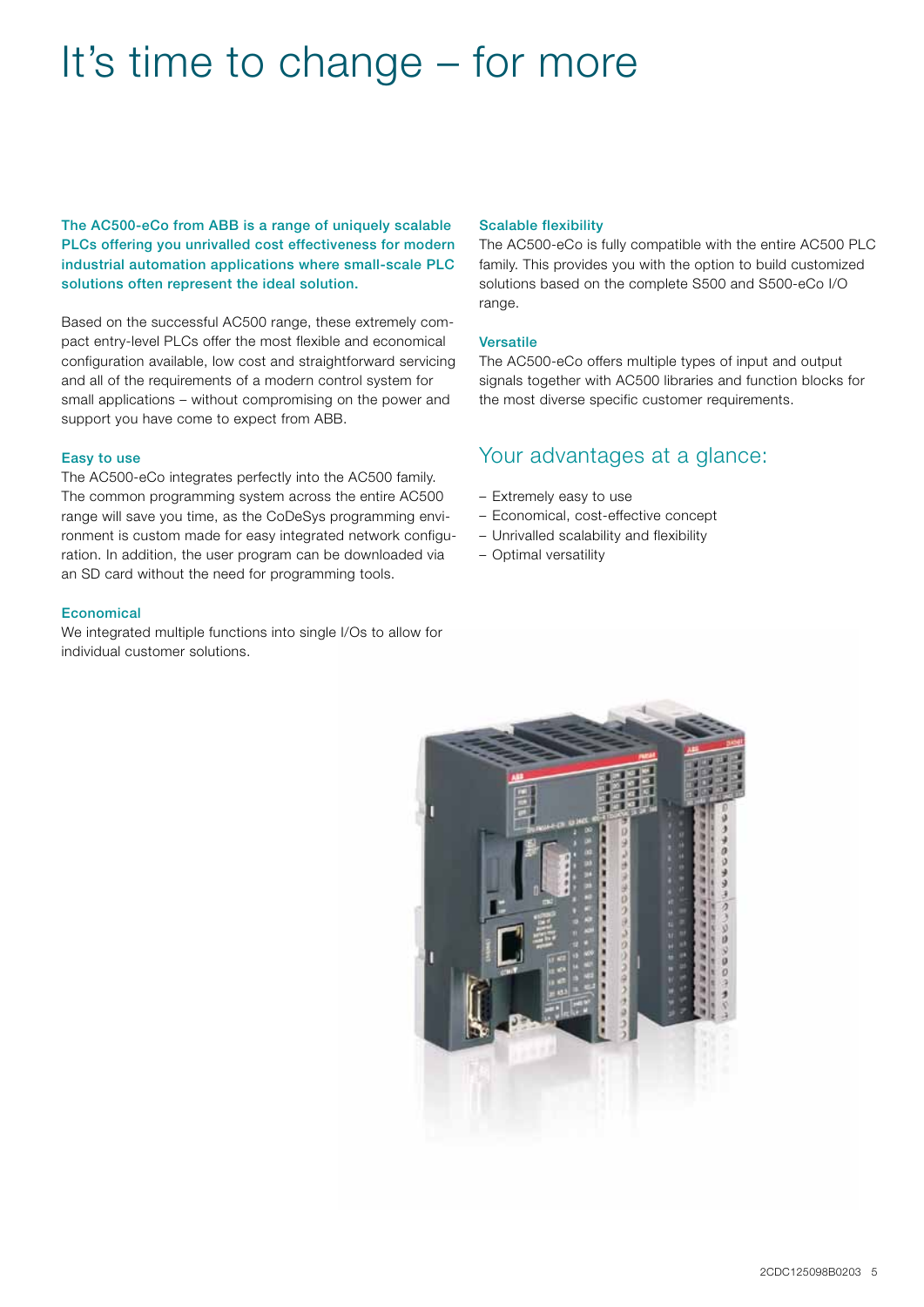# It’s time to change – for more

**The AC500-eCo from ABB is a range of uniquely scalable PLCs offering you unrivalled cost effectiveness for modern industrial automation applications where small-scale PLC solutions often represent the ideal solution.**

Based on the successful AC500 range, these extremely compact entry-level PLCs offer the most flexible and economical configuration available, low cost and straightforward servicing and all of the requirements of a modern control system for small applications – without compromising on the power and support you have come to expect from ABB.

### Easy to use

The AC500-eCo integrates perfectly into the AC500 family. The common programming system across the entire AC500 range will save you time, as the CoDeSys programming environment is custom made for easy integrated network configuration. In addition, the user program can be downloaded via an SD card without the need for programming tools.

### Economical

We integrated multiple functions into single I/Os to allow for individual customer solutions.

### Scalable flexibility

The AC500-eCo is fully compatible with the entire AC500 PLC family. This provides you with the option to build customized solutions based on the complete S500 and S500-eCo I/O range.

### Versatile

The AC500-eCo offers multiple types of input and output signals together with AC500 libraries and function blocks for the most diverse specific customer requirements.

## Your advantages at a glance:

- Extremely easy to use
- Economical, cost-effective concept
- Unrivalled scalability and flexibility
- Optimal versatility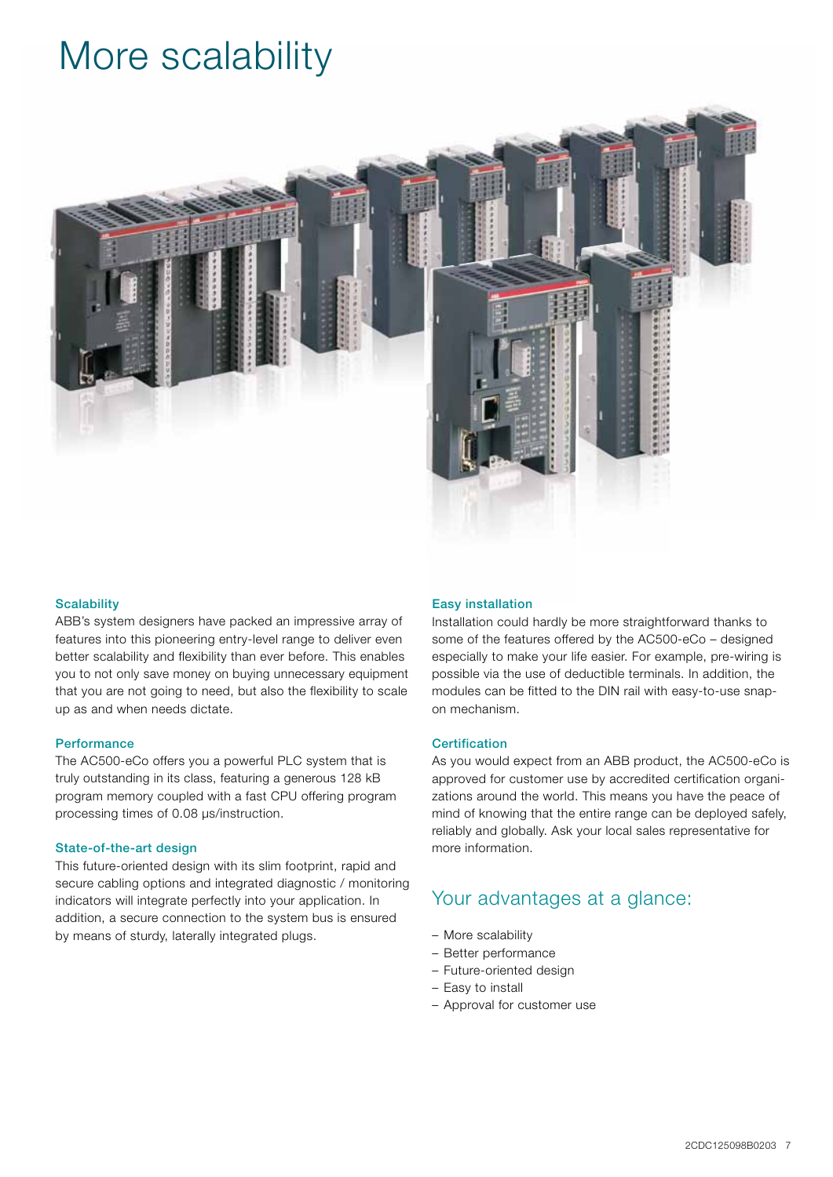# More scalability

### Scalability

ABB's system designers have packed an impressive array of features into this pioneering entry-level range to deliver even better scalability and flexibility than ever before. This enables you to not only save money on buying unnecessary equipment that you are not going to need, but also the flexibility to scale up as and when needs dictate.

### Performance

The AC500-eCo offers you a powerful PLC system that is truly outstanding in its class, featuring a generous 128 kB program memory coupled with a fast CPU offering program processing times of 0.08 µs/instruction.

### State-of-the-art design

This future-oriented design with its slim footprint, rapid and secure cabling options and integrated diagnostic / monitoring indicators will integrate perfectly into your application. In addition, a secure connection to the system bus is ensured by means of sturdy, laterally integrated plugs.

### Easy installation

Installation could hardly be more straightforward thanks to some of the features offered by the AC500-eCo – designed especially to make your life easier. For example, pre-wiring is possible via the use of deductible terminals. In addition, the modules can be fitted to the DIN rail with easy-to-use snap-on mechanism.

### Certification

As you would expect from an ABB product, the AC500-eCo is approved for customer use by accredited certification organizations around the world. This means you have the peace of mind of knowing that the entire range can be deployed safely, reliably and globally. Ask your local sales representative for more information.

## Your advantages at a glance:

- More scalability
- Better performance
- Future-oriented design
- Easy to install
- Approval for customer use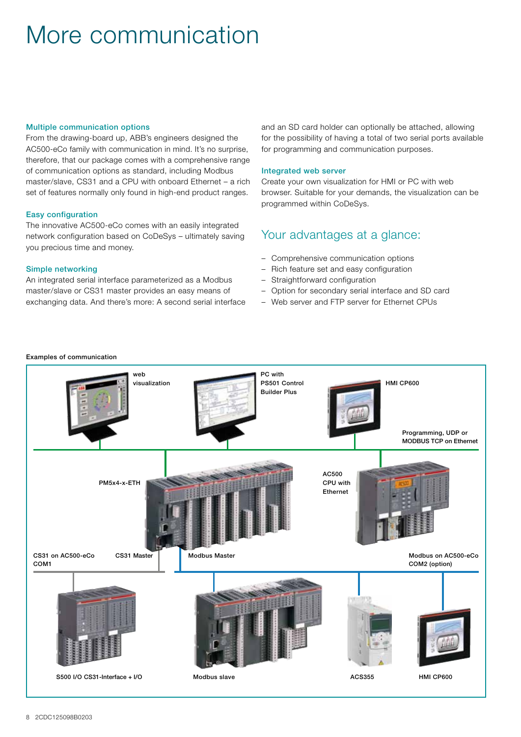# More communication

### Multiple communication options

From the drawing-board up, ABB's engineers designed the AC500-eCo family with communication in mind. It's no surprise, therefore, that our package comes with a comprehensive range of communication options as standard, including Modbus master/slave, CS31 and a CPU with onboard Ethernet – a rich set of features normally only found in high-end product ranges.

### Easy configuration

The innovative AC500-eCo comes with an easily integrated network configuration based on CoDeSys – ultimately saving you precious time and money.

### Simple networking

An integrated serial interface parameterized as a Modbus master/slave or CS31 master provides an easy means of exchanging data. And there's more: A second serial interface and an SD card holder can optionally be attached, allowing for the possibility of having a total of two serial ports available for programming and communication purposes.

### Integrated web server

Create your own visualization for HMI or PC with web browser. Suitable for your demands, the visualization can be programmed within CoDeSys.

## Your advantages at a glance:

- Comprehensive communication options
- Rich feature set and easy configuration
- Straightforward configuration
- Option for secondary serial interface and SD card
- Web server and FTP server for Ethernet CPUs

**Examples of communication**

web visualization

PC with PS501 Control Builder Plus

HMI CP600

Programming, UDP or MODBUS TCP on Ethernet

PM5x4-x-ETH

AC500 CPU with Ethernet

CS31 on AC500-eCo COM1

CS31 Master

Modbus Master

Modbus on AC500-eCo COM2 (option)

S500 I/O CS31-Interface + I/O

Modbus slave

ACS355

HMI CP600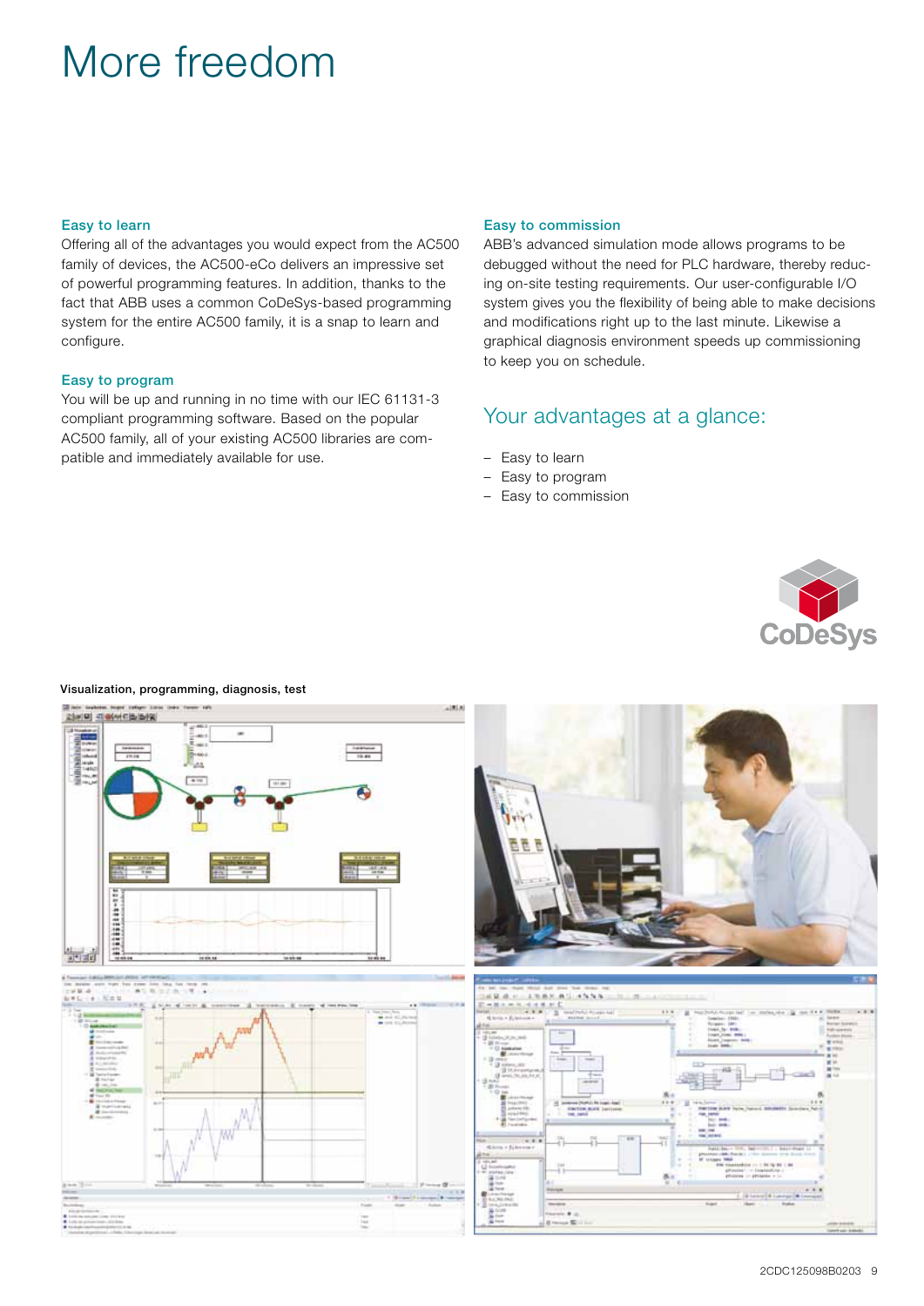# More freedom

### Easy to learn

Offering all of the advantages you would expect from the AC500 family of devices, the AC500-eCo delivers an impressive set of powerful programming features. In addition, thanks to the fact that ABB uses a common CoDeSys-based programming system for the entire AC500 family, it is a snap to learn and configure.

### Easy to program

You will be up and running in no time with our IEC 61131-3 compliant programming software. Based on the popular AC500 family, all of your existing AC500 libraries are compatible and immediately available for use.

### Easy to commission

ABB's advanced simulation mode allows programs to be debugged without the need for PLC hardware, thereby reducing on-site testing requirements. Our user-configurable I/O system gives you the flexibility of being able to make decisions and modifications right up to the last minute. Likewise a graphical diagnosis environment speeds up commissioning to keep you on schedule.

## Your advantages at a glance:

- Easy to learn
- Easy to program
- Easy to commission

CoDeSys

**Visualization, programming, diagnosis, test**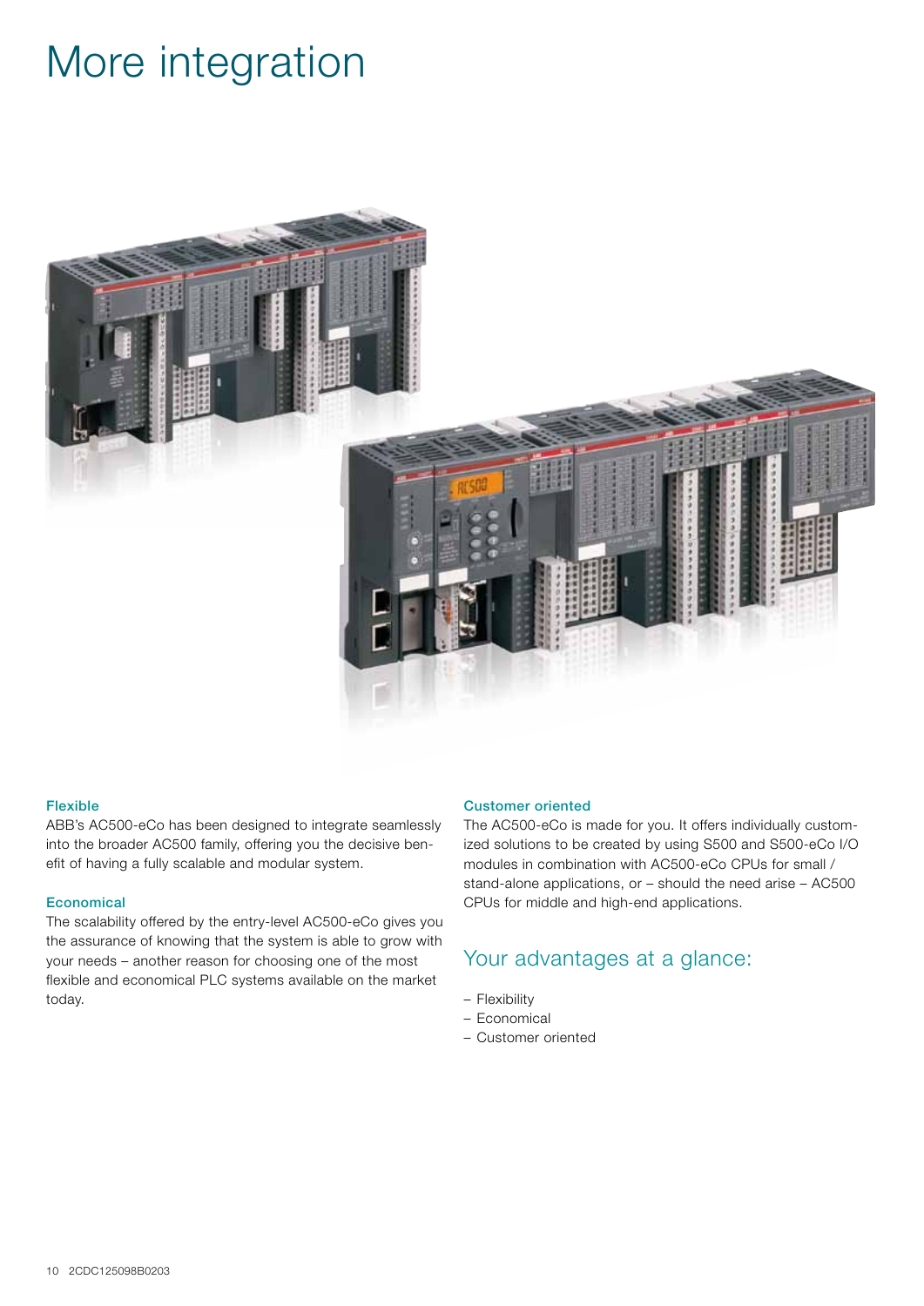# More integration

### Flexible

ABB's AC500-eCo has been designed to integrate seamlessly into the broader AC500 family, offering you the decisive benefit of having a fully scalable and modular system.

### Economical

The scalability offered by the entry-level AC500-eCo gives you the assurance of knowing that the system is able to grow with your needs – another reason for choosing one of the most flexible and economical PLC systems available on the market today.

### Customer oriented

The AC500-eCo is made for you. It offers individually customized solutions to be created by using S500 and S500-eCo I/O modules in combination with AC500-eCo CPUs for small / stand-alone applications, or – should the need arise – AC500 CPUs for middle and high-end applications.

## Your advantages at a glance:

- Flexibility
- Economical
- Customer oriented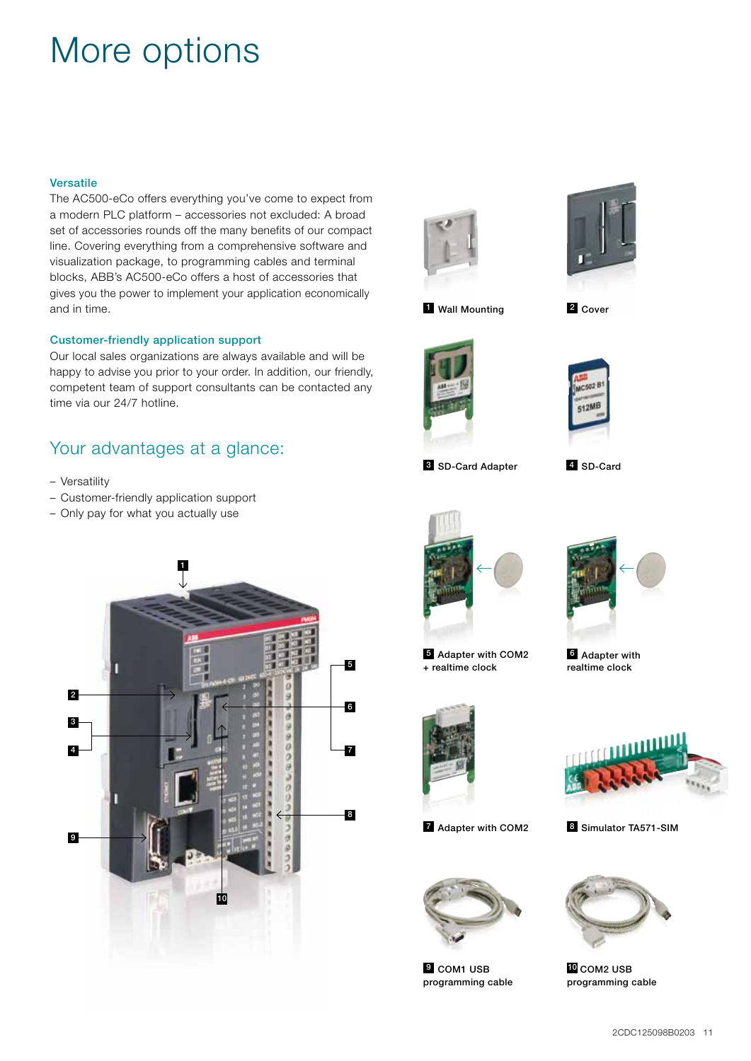# More options

### Versatile

The AC500-eCo offers everything you've come to expect from a modern PLC platform – accessories not excluded: A broad set of accessories rounds off the many benefits of our compact line. Covering everything from a comprehensive software and visualization package, to programming cables and terminal blocks, ABB's AC500-eCo offers a host of accessories that gives you the power to implement your application economically and in time.

### Customer-friendly application support

Our local sales organizations are always available and will be happy to advise you prior to your order. In addition, our friendly, competent team of support consultants can be contacted any time via our 24/7 hotline.

## Your advantages at a glance:

- Versatility
- Customer-friendly application support
- Only pay for what you actually use

1 Wall Mounting

2 Cover

3 SD-Card Adapter

4 SD-Card

5 Adapter with COM2 + realtime clock

6 Adapter with realtime clock

7 Adapter with COM2

8 Simulator TA571-SIM

9 COM1 USB programming cable

10 COM2 USB programming cable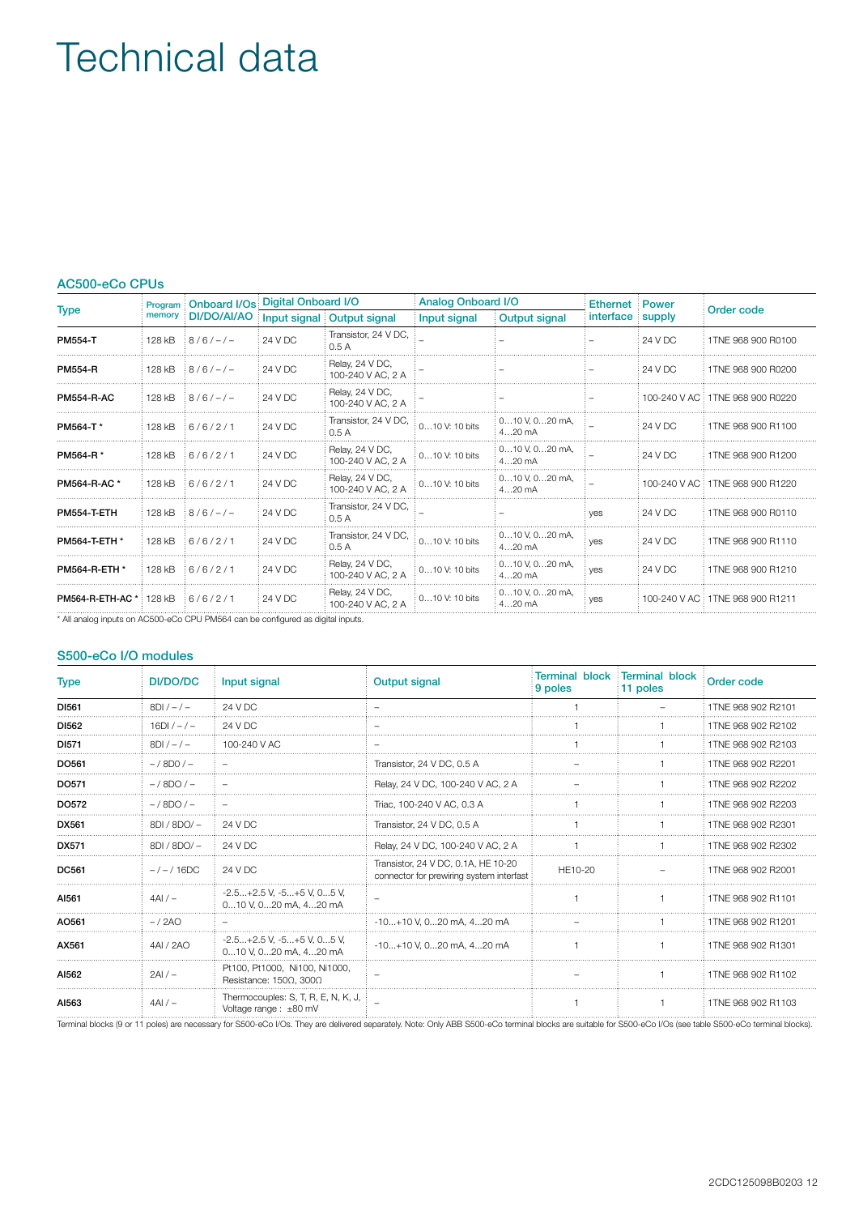# Technical data

## AC500-eCo CPUs

| Type | Program memory | Onboard I/Os DI/DO/AI/AO | Digital Onboard I/O | | Analog Onboard I/O | | Ethernet interface | Power supply | Order code |
|---|---|---|---|---|---|---|---|---|---|
| | | | Input signal | Output signal | Input signal | Output signal | | | |
| **PM554-T** | 128 kB | 8 / 6 / – / – | 24 V DC | Transistor, 24 V DC, 0.5 A | – | – | – | 24 V DC | 1TNE 968 900 R0100 |
| **PM554-R** | 128 kB | 8 / 6 / – / – | 24 V DC | Relay, 24 V DC, 100-240 V AC, 2 A | – | – | – | 24 V DC | 1TNE 968 900 R0200 |
| **PM554-R-AC** | 128 kB | 8 / 6 / – / – | 24 V DC | Relay, 24 V DC, 100-240 V AC, 2 A | – | – | – | 100-240 V AC | 1TNE 968 900 R0220 |
| **PM564-T** * | 128 kB | 6 / 6 / 2 / 1 | 24 V DC | Transistor, 24 V DC, 0.5 A | 0…10 V: 10 bits | 0…10 V, 0…20 mA, 4…20 mA | – | 24 V DC | 1TNE 968 900 R1100 |
| **PM564-R** * | 128 kB | 6 / 6 / 2 / 1 | 24 V DC | Relay, 24 V DC, 100-240 V AC, 2 A | 0…10 V: 10 bits | 0…10 V, 0…20 mA, 4…20 mA | – | 24 V DC | 1TNE 968 900 R1200 |
| **PM564-R-AC** * | 128 kB | 6 / 6 / 2 / 1 | 24 V DC | Relay, 24 V DC, 100-240 V AC, 2 A | 0…10 V: 10 bits | 0…10 V, 0…20 mA, 4…20 mA | – | 100-240 V AC | 1TNE 968 900 R1220 |
| **PM554-T-ETH** | 128 kB | 8 / 6 / – / – | 24 V DC | Transistor, 24 V DC, 0.5 A | – | – | yes | 24 V DC | 1TNE 968 900 R0110 |
| **PM564-T-ETH** * | 128 kB | 6 / 6 / 2 / 1 | 24 V DC | Transistor, 24 V DC, 0.5 A | 0…10 V: 10 bits | 0…10 V, 0…20 mA, 4…20 mA | yes | 24 V DC | 1TNE 968 900 R1110 |
| **PM564-R-ETH** * | 128 kB | 6 / 6 / 2 / 1 | 24 V DC | Relay, 24 V DC, 100-240 V AC, 2 A | 0…10 V: 10 bits | 0…10 V, 0…20 mA, 4…20 mA | yes | 24 V DC | 1TNE 968 900 R1210 |
| **PM564-R-ETH-AC** * | 128 kB | 6 / 6 / 2 / 1 | 24 V DC | Relay, 24 V DC, 100-240 V AC, 2 A | 0…10 V: 10 bits | 0…10 V, 0…20 mA, 4…20 mA | yes | 100-240 V AC | 1TNE 968 900 R1211 |

* All analog inputs on AC500-eCo CPU PM564 can be configured as digital inputs.

## S500-eCo I/O modules

| Type | DI/DO/DC | Input signal | Output signal | Terminal block 9 poles | Terminal block 11 poles | Order code |
|---|---|---|---|---|---|---|
| **DI561** | 8DI / – / – | 24 V DC | – | 1 | – | 1TNE 968 902 R2101 |
| **DI562** | 16DI / – / – | 24 V DC | – | 1 | 1 | 1TNE 968 902 R2102 |
| **DI571** | 8DI / – / – | 100-240 V AC | – | 1 | 1 | 1TNE 968 902 R2103 |
| **DO561** | – / 8DO / – | – | Transistor, 24 V DC, 0.5 A | – | 1 | 1TNE 968 902 R2201 |
| **DO571** | – / 8DO / – | – | Relay, 24 V DC, 100-240 V AC, 2 A | – | 1 | 1TNE 968 902 R2202 |
| **DO572** | – / 8DO / – | – | Triac, 100-240 V AC, 0.3 A | 1 | 1 | 1TNE 968 902 R2203 |
| **DX561** | 8DI / 8DO/ – | 24 V DC | Transistor, 24 V DC, 0.5 A | 1 | 1 | 1TNE 968 902 R2301 |
| **DX571** | 8DI / 8DO/ – | 24 V DC | Relay, 24 V DC, 100-240 V AC, 2 A | 1 | 1 | 1TNE 968 902 R2302 |
| **DC561** | – / – / 16DC | 24 V DC | Transistor, 24 V DC, 0.1A, HE 10-20 connector for prewiring system interfast | HE10-20 | – | 1TNE 968 902 R2001 |
| **AI561** | 4AI / – | -2.5…+2.5 V, -5…+5 V, 0…5 V, 0…10 V, 0…20 mA, 4…20 mA | – | 1 | 1 | 1TNE 968 902 R1101 |
| **AO561** | – / 2AO | – | -10…+10 V, 0…20 mA, 4…20 mA | – | 1 | 1TNE 968 902 R1201 |
| **AX561** | 4AI / 2AO | -2.5…+2.5 V, -5…+5 V, 0…5 V, 0…10 V, 0…20 mA, 4…20 mA | -10…+10 V, 0…20 mA, 4…20 mA | 1 | 1 | 1TNE 968 902 R1301 |
| **AI562** | 2AI / – | Pt100, Pt1000, Ni100, Ni1000, Resistance: 150Ω, 300Ω | – | – | 1 | 1TNE 968 902 R1102 |
| **AI563** | 4AI / – | Thermocouples: S, T, R, E, N, K, J, Voltage range : ±80 mV | – | 1 | 1 | 1TNE 968 902 R1103 |

Terminal blocks (9 or 11 poles) are necessary for S500-eCo I/Os. They are delivered separately. Note: Only ABB S500-eCo terminal blocks are suitable for S500-eCo I/Os (see table S500-eCo terminal blocks).

2CDC125098B0203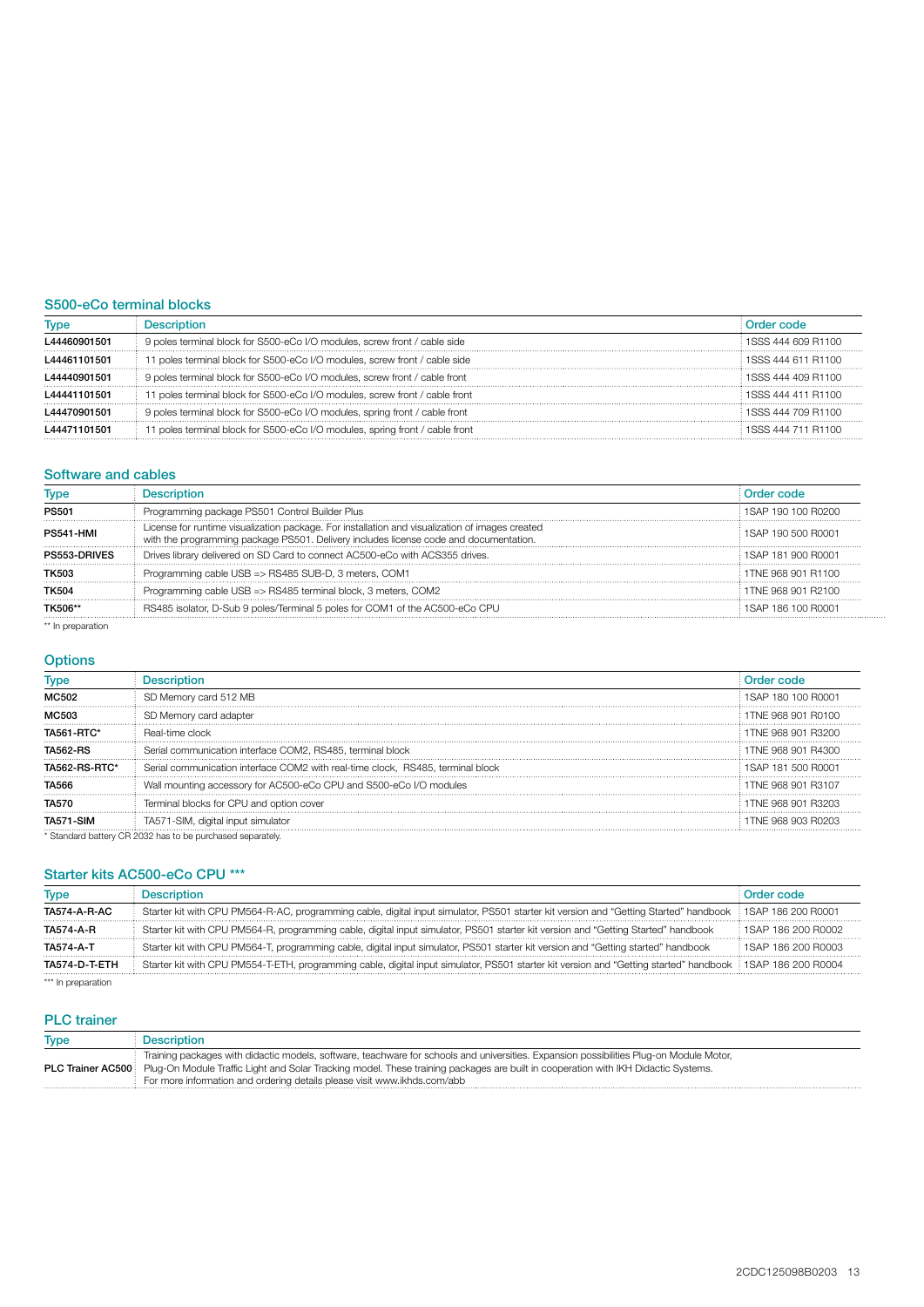## S500-eCo terminal blocks

| Type | Description | Order code |
|---|---|---|
| L44460901501 | 9 poles terminal block for S500-eCo I/O modules, screw front / cable side | 1SSS 444 609 R1100 |
| L44461101501 | 11 poles terminal block for S500-eCo I/O modules, screw front / cable side | 1SSS 444 611 R1100 |
| L44440901501 | 9 poles terminal block for S500-eCo I/O modules, screw front / cable front | 1SSS 444 409 R1100 |
| L44441101501 | 11 poles terminal block for S500-eCo I/O modules, screw front / cable front | 1SSS 444 411 R1100 |
| L444709015 01 | 9 poles terminal block for S500-eCo I/O modules, spring front / cable front | 1SSS 444 709 R1100 |
| L44471101501 | 11 poles terminal block for S500-eCo I/O modules, spring front / cable front | 1SSS 444 711 R1100 |

## Software and cables

| Type | Description | Order code |
|---|---|---|
| PS501 | Programming package PS501 Control Builder Plus | 1SAP 190 100 R0200 |
| PS541-HMI | License for runtime visualization package. For installation and visualization of images created with the programming package PS501. Delivery includes license code and documentation. | 1SAP 190 500 R0001 |
| PS553-DRIVES | Drives library delivered on SD Card to connect AC500-eCo with ACS355 drives. | 1SAP 181 900 R0001 |
| TK503 | Programming cable USB => RS485 SUB-D, 3 meters, COM1 | 1TNE 968 901 R1100 |
| TK504 | Programming cable USB => RS485 terminal block, 3 meters, COM2 | 1TNE 968 901 R2100 |
| TK506** | RS485 isolator, D-Sub 9 poles/Terminal 5 poles for COM1 of the AC500-eCo CPU | 1SAP 186 100 R0001 |

** In preparation

## Options

| Type | Description | Order code |
|---|---|---|
| MC502 | SD Memory card 512 MB | 1SAP 180 100 R0001 |
| MC503 | SD Memory card adapter | 1TNE 968 901 R0100 |
| TA561-RTC* | Real-time clock | 1TNE 968 901 R3200 |
| TA562-RS | Serial communication interface COM2, RS485, terminal block | 1TNE 968 901 R4300 |
| TA562-RS-RTC* | Serial communication interface COM2 with real-time clock, RS485, terminal block | 1SAP 181 500 R0001 |
| TA566 | Wall mounting accessory for AC500-eCo CPU and S500-eCo I/O modules | 1TNE 968 901 R3107 |
| TA570 | Terminal blocks for CPU and option cover | 1TNE 968 901 R3203 |
| TA571-SIM | TA571-SIM, digital input simulator | 1TNE 968 903 R0203 |

* Standard battery CR 2032 has to be purchased separately.

## Starter kits AC500-eCo CPU ***

| Type | Description | Order code |
|---|---|---|
| TA574-A-R-AC | Starter kit with CPU PM564-R-AC, programming cable, digital input simulator, PS501 starter kit version and "Getting Started" handbook | 1SAP 186 200 R0001 |
| TA574-A-R | Starter kit with CPU PM564-R, programming cable, digital input simulator, PS501 starter kit version and "Getting Started" handbook | 1SAP 186 200 R0002 |
| TA574-A-T | Starter kit with CPU PM564-T, programming cable, digital input simulator, PS501 starter kit version and "Getting started" handbook | 1SAP 186 200 R0003 |
| TA574-D-T-ETH | Starter kit with CPU PM554-T-ETH, programming cable, digital input simulator, PS501 starter kit version and "Getting started" handbook | 1SAP 186 200 R0004 |

*** In preparation

## PLC trainer

| Type | Description |
|---|---|
| PLC Trainer AC500 | Training packages with didactic models, software, teachware for schools and universities. Expansion possibilities Plug-on Module Motor, Plug-On Module Traffic Light and Solar Tracking model. These training packages are built in cooperation with IKH Didactic Systems. For more information and ordering details please visit www.ikhds.com/abb |

2CDC125098B0203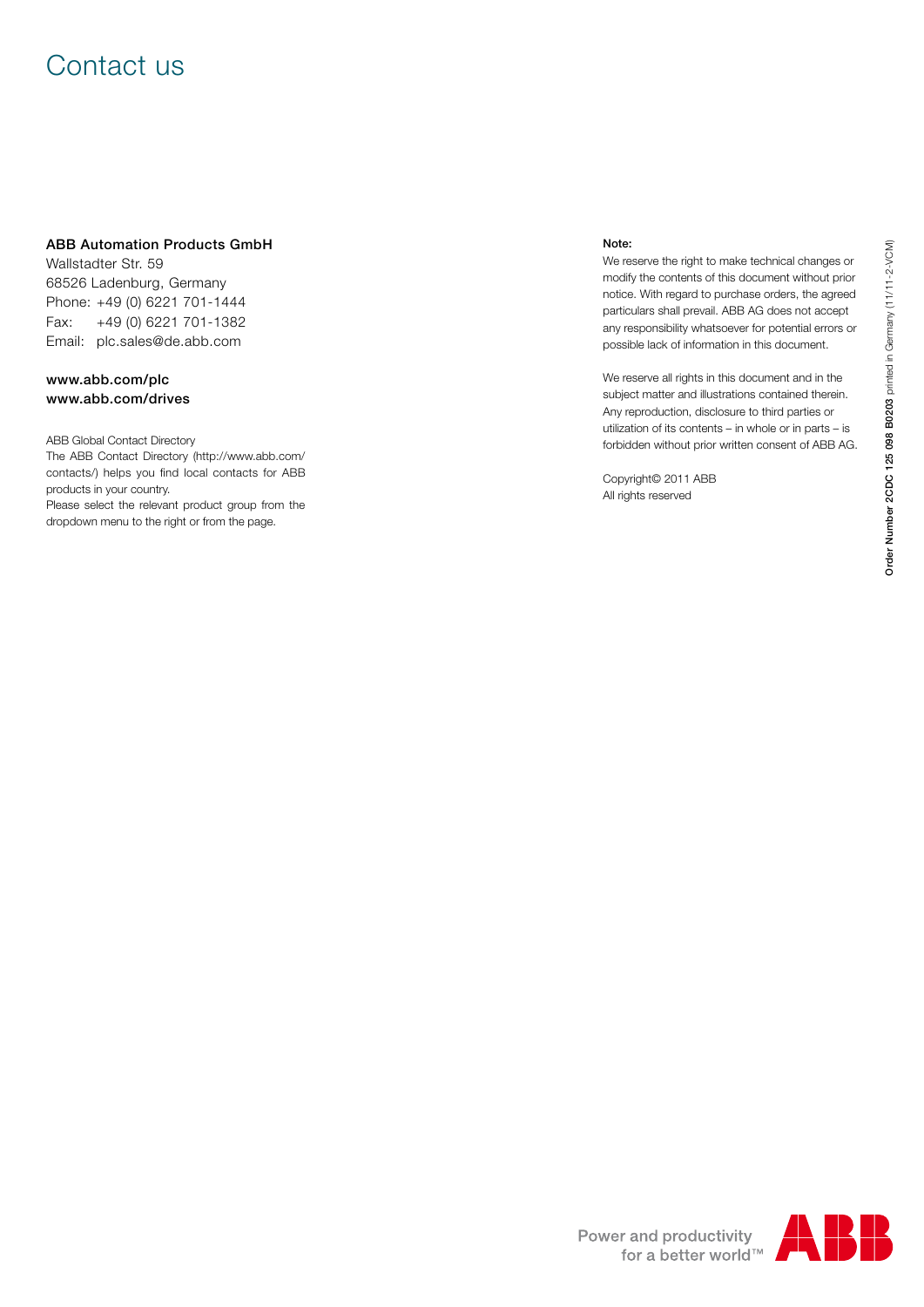# Contact us

**ABB Automation Products GmbH**
Wallstadter Str. 59
68526 Ladenburg, Germany
Phone: +49 (0) 6221 701-1444
Fax: +49 (0) 6221 701-1382
Email: plc.sales@de.abb.com

**www.abb.com/plc**
**www.abb.com/drives**

ABB Global Contact Directory
The ABB Contact Directory (http://www.abb.com/contacts/) helps you find local contacts for ABB products in your country.
Please select the relevant product group from the dropdown menu to the right or from the page.

**Note:**
We reserve the right to make technical changes or modify the contents of this document without prior notice. With regard to purchase orders, the agreed particulars shall prevail. ABB AG does not accept any responsibility whatsoever for potential errors or possible lack of information in this document.

We reserve all rights in this document and in the subject matter and illustrations contained therein. Any reproduction, disclosure to third parties or utilization of its contents – in whole or in parts – is forbidden without prior written consent of ABB AG.

Copyright© 2011 ABB
All rights reserved

**Order Number 2CDC 125 098 B0203** printed in Germany (11/11-2-VCM)

Power and productivity
for a better world™